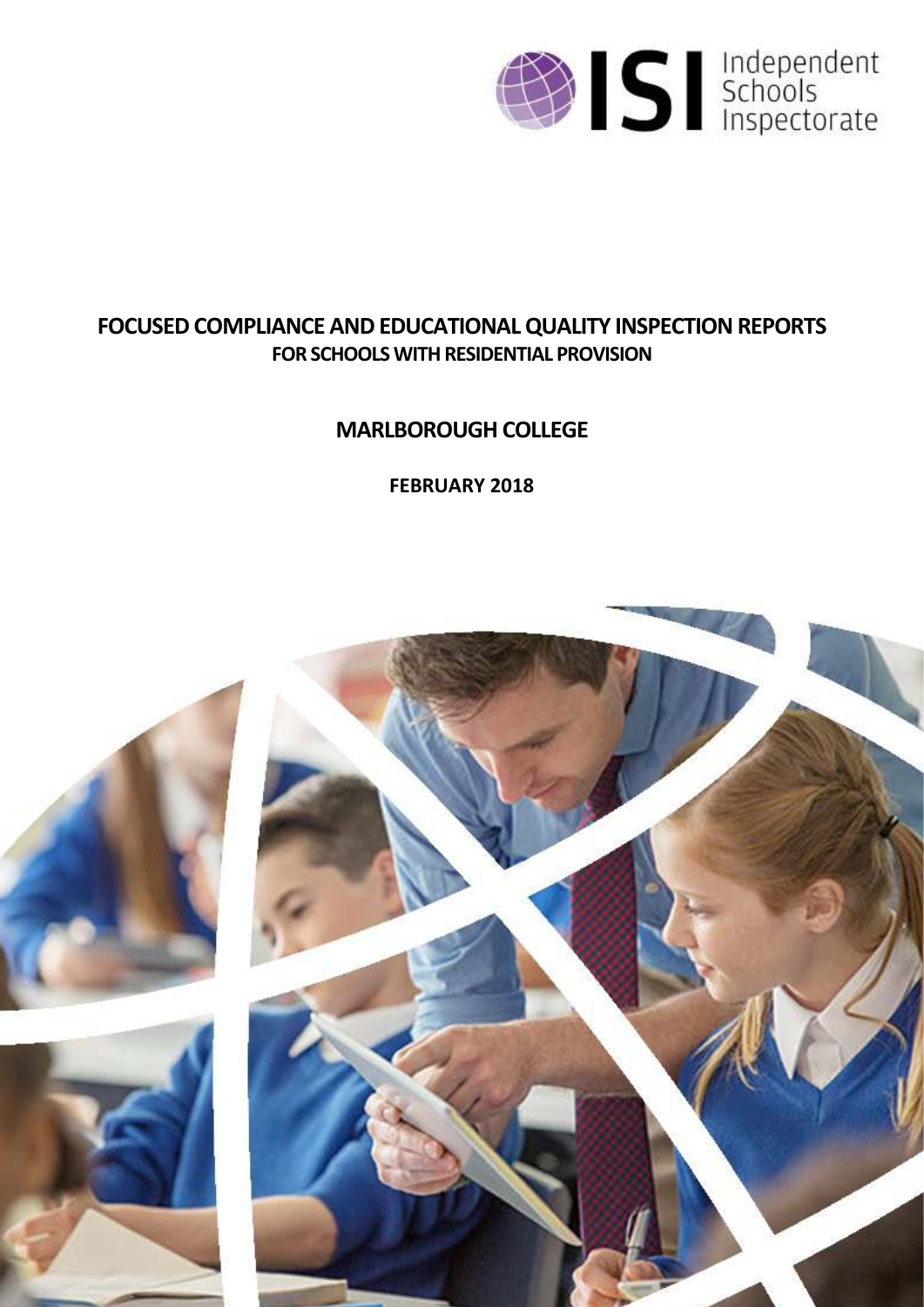Independent Schools Inspectorate

# FOCUSED COMPLIANCE AND EDUCATIONAL QUALITY INSPECTION REPORTS

## FOR SCHOOLS WITH RESIDENTIAL PROVISION

## MARLBOROUGH COLLEGE

**FEBRUARY 2018**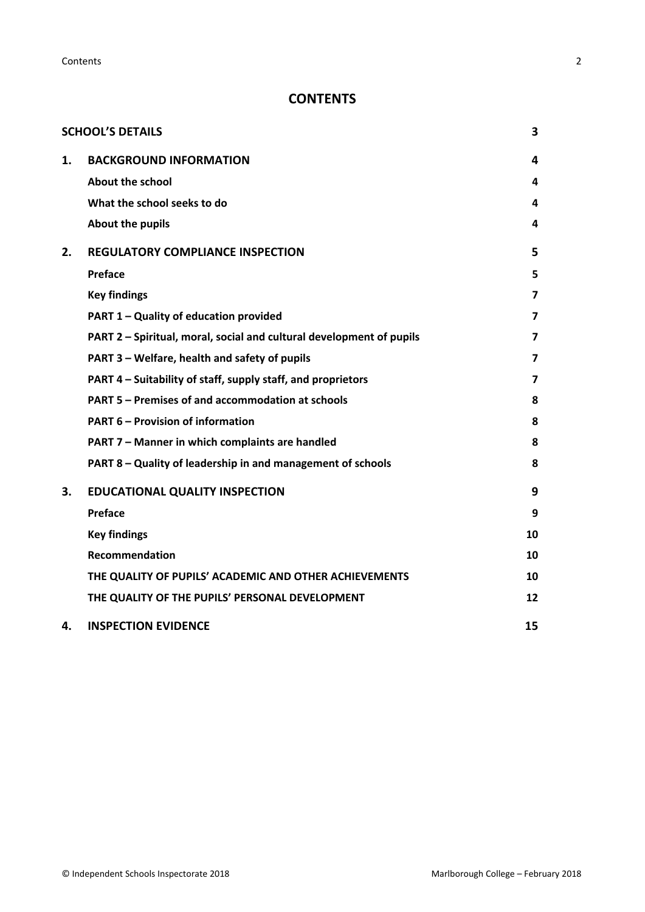# CONTENTS

| | | |
|---|---|---|
| **SCHOOL'S DETAILS** | | **3** |
| **1.** | **BACKGROUND INFORMATION** | **4** |
| | **About the school** | **4** |
| | **What the school seeks to do** | **4** |
| | **About the pupils** | **4** |
| **2.** | **REGULATORY COMPLIANCE INSPECTION** | **5** |
| | **Preface** | **5** |
| | **Key findings** | **7** |
| | **PART 1 – Quality of education provided** | **7** |
| | **PART 2 – Spiritual, moral, social and cultural development of pupils** | **7** |
| | **PART 3 – Welfare, health and safety of pupils** | **7** |
| | **PART 4 – Suitability of staff, supply staff, and proprietors** | **7** |
| | **PART 5 – Premises of and accommodation at schools** | **8** |
| | **PART 6 – Provision of information** | **8** |
| | **PART 7 – Manner in which complaints are handled** | **8** |
| | **PART 8 – Quality of leadership in and management of schools** | **8** |
| **3.** | **EDUCATIONAL QUALITY INSPECTION** | **9** |
| | **Preface** | **9** |
| | **Key findings** | **10** |
| | **Recommendation** | **10** |
| | **THE QUALITY OF PUPILS' ACADEMIC AND OTHER ACHIEVEMENTS** | **10** |
| | **THE QUALITY OF THE PUPILS' PERSONAL DEVELOPMENT** | **12** |
| **4.** | **INSPECTION EVIDENCE** | **15** |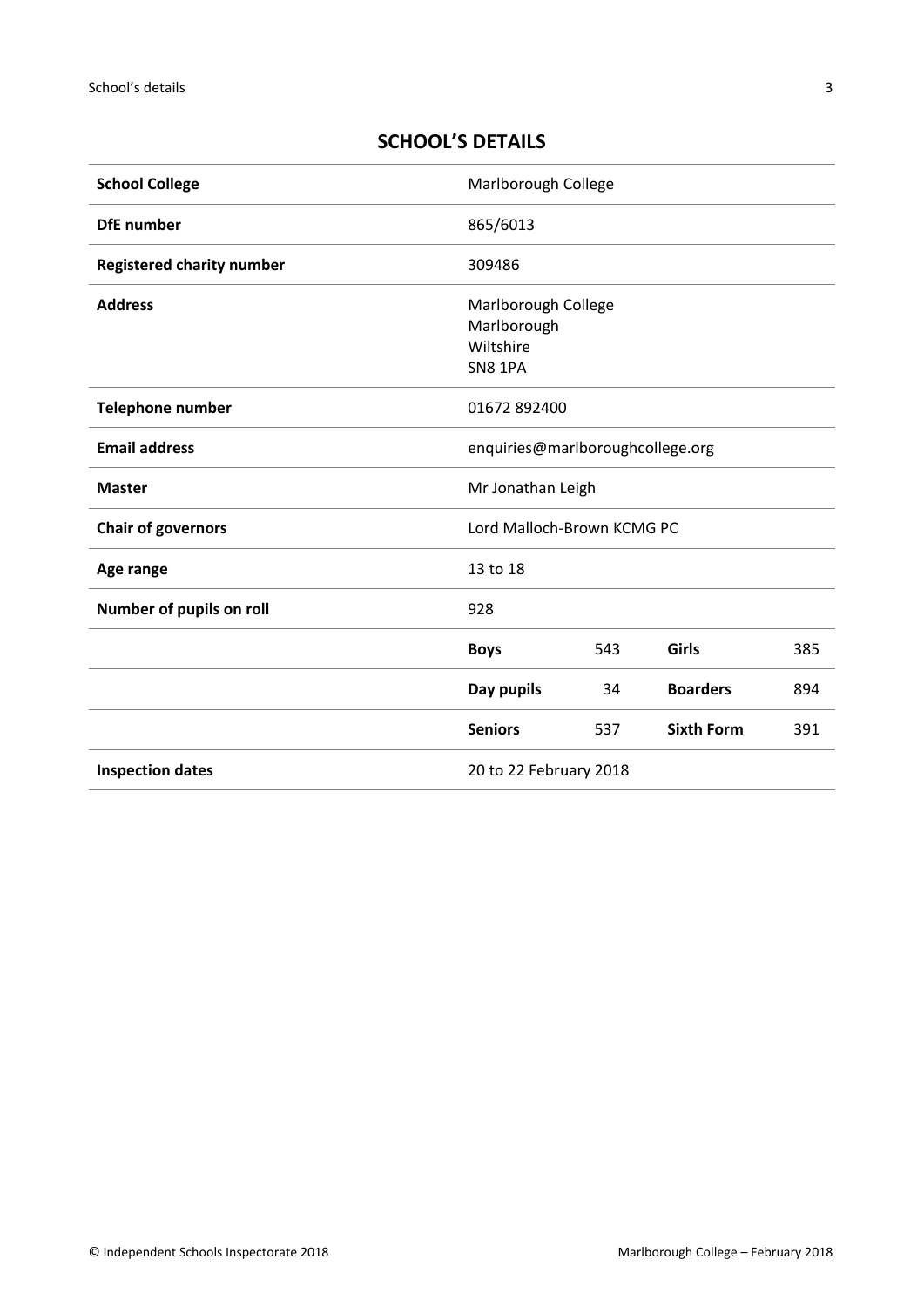## SCHOOL'S DETAILS

| | | | | |
|---|---|---|---|---|
| **School College** | Marlborough College | | | |
| **DfE number** | 865/6013 | | | |
| **Registered charity number** | 309486 | | | |
| **Address** | Marlborough College<br>Marlborough<br>Wiltshire<br>SN8 1PA | | | |
| **Telephone number** | 01672 892400 | | | |
| **Email address** | enquiries@marlboroughcollege.org | | | |
| **Master** | Mr Jonathan Leigh | | | |
| **Chair of governors** | Lord Malloch-Brown KCMG PC | | | |
| **Age range** | 13 to 18 | | | |
| **Number of pupils on roll** | 928 | | | |
| | **Boys** | 543 | **Girls** | 385 |
| | **Day pupils** | 34 | **Boarders** | 894 |
| | **Seniors** | 537 | **Sixth Form** | 391 |
| **Inspection dates** | 20 to 22 February 2018 | | | |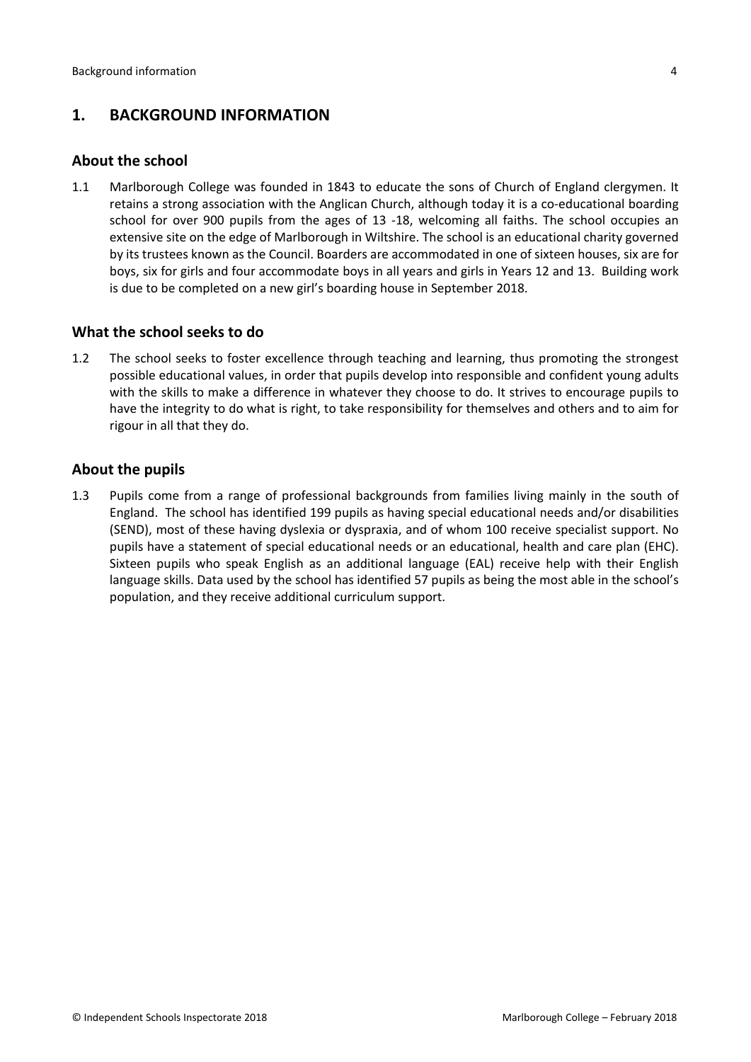## 1. BACKGROUND INFORMATION

### About the school

1.1 Marlborough College was founded in 1843 to educate the sons of Church of England clergymen. It retains a strong association with the Anglican Church, although today it is a co-educational boarding school for over 900 pupils from the ages of 13 -18, welcoming all faiths. The school occupies an extensive site on the edge of Marlborough in Wiltshire. The school is an educational charity governed by its trustees known as the Council. Boarders are accommodated in one of sixteen houses, six are for boys, six for girls and four accommodate boys in all years and girls in Years 12 and 13. Building work is due to be completed on a new girl's boarding house in September 2018.

### What the school seeks to do

1.2 The school seeks to foster excellence through teaching and learning, thus promoting the strongest possible educational values, in order that pupils develop into responsible and confident young adults with the skills to make a difference in whatever they choose to do. It strives to encourage pupils to have the integrity to do what is right, to take responsibility for themselves and others and to aim for rigour in all that they do.

### About the pupils

1.3 Pupils come from a range of professional backgrounds from families living mainly in the south of England. The school has identified 199 pupils as having special educational needs and/or disabilities (SEND), most of these having dyslexia or dyspraxia, and of whom 100 receive specialist support. No pupils have a statement of special educational needs or an educational, health and care plan (EHC). Sixteen pupils who speak English as an additional language (EAL) receive help with their English language skills. Data used by the school has identified 57 pupils as being the most able in the school's population, and they receive additional curriculum support.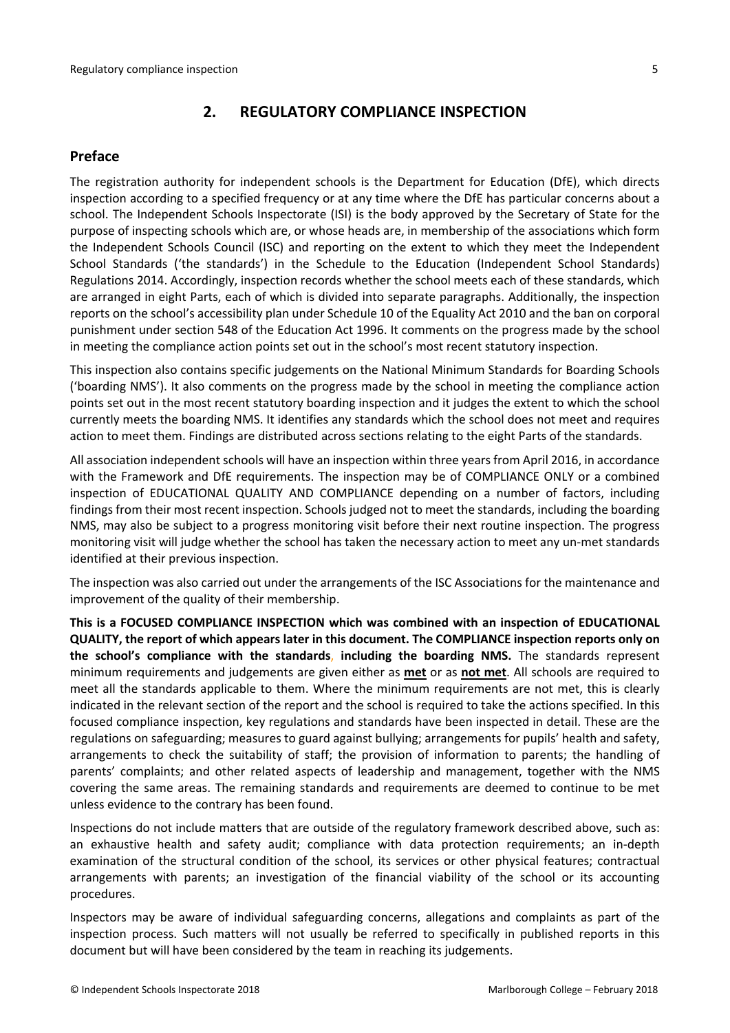## 2. REGULATORY COMPLIANCE INSPECTION

### Preface

The registration authority for independent schools is the Department for Education (DfE), which directs inspection according to a specified frequency or at any time where the DfE has particular concerns about a school. The Independent Schools Inspectorate (ISI) is the body approved by the Secretary of State for the purpose of inspecting schools which are, or whose heads are, in membership of the associations which form the Independent Schools Council (ISC) and reporting on the extent to which they meet the Independent School Standards ('the standards') in the Schedule to the Education (Independent School Standards) Regulations 2014. Accordingly, inspection records whether the school meets each of these standards, which are arranged in eight Parts, each of which is divided into separate paragraphs. Additionally, the inspection reports on the school's accessibility plan under Schedule 10 of the Equality Act 2010 and the ban on corporal punishment under section 548 of the Education Act 1996. It comments on the progress made by the school in meeting the compliance action points set out in the school's most recent statutory inspection.

This inspection also contains specific judgements on the National Minimum Standards for Boarding Schools ('boarding NMS'). It also comments on the progress made by the school in meeting the compliance action points set out in the most recent statutory boarding inspection and it judges the extent to which the school currently meets the boarding NMS. It identifies any standards which the school does not meet and requires action to meet them. Findings are distributed across sections relating to the eight Parts of the standards.

All association independent schools will have an inspection within three years from April 2016, in accordance with the Framework and DfE requirements. The inspection may be of COMPLIANCE ONLY or a combined inspection of EDUCATIONAL QUALITY AND COMPLIANCE depending on a number of factors, including findings from their most recent inspection. Schools judged not to meet the standards, including the boarding NMS, may also be subject to a progress monitoring visit before their next routine inspection. The progress monitoring visit will judge whether the school has taken the necessary action to meet any un-met standards identified at their previous inspection.

The inspection was also carried out under the arrangements of the ISC Associations for the maintenance and improvement of the quality of their membership.

**This is a FOCUSED COMPLIANCE INSPECTION which was combined with an inspection of EDUCATIONAL QUALITY, the report of which appears later in this document. The COMPLIANCE inspection reports only on the school's compliance with the standards, including the boarding NMS.** The standards represent minimum requirements and judgements are given either as **met** or as **not met**. All schools are required to meet all the standards applicable to them. Where the minimum requirements are not met, this is clearly indicated in the relevant section of the report and the school is required to take the actions specified. In this focused compliance inspection, key regulations and standards have been inspected in detail. These are the regulations on safeguarding; measures to guard against bullying; arrangements for pupils' health and safety, arrangements to check the suitability of staff; the provision of information to parents; the handling of parents' complaints; and other related aspects of leadership and management, together with the NMS covering the same areas. The remaining standards and requirements are deemed to continue to be met unless evidence to the contrary has been found.

Inspections do not include matters that are outside of the regulatory framework described above, such as: an exhaustive health and safety audit; compliance with data protection requirements; an in-depth examination of the structural condition of the school, its services or other physical features; contractual arrangements with parents; an investigation of the financial viability of the school or its accounting procedures.

Inspectors may be aware of individual safeguarding concerns, allegations and complaints as part of the inspection process. Such matters will not usually be referred to specifically in published reports in this document but will have been considered by the team in reaching its judgements.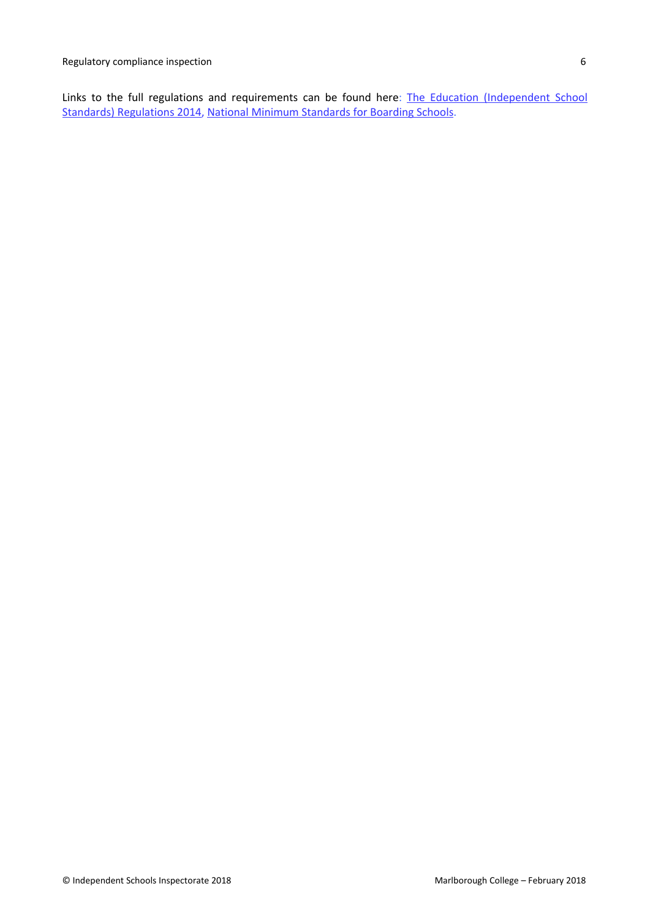Links to the full regulations and requirements can be found here: [The Education (Independent School Standards) Regulations 2014](), [National Minimum Standards for Boarding Schools]().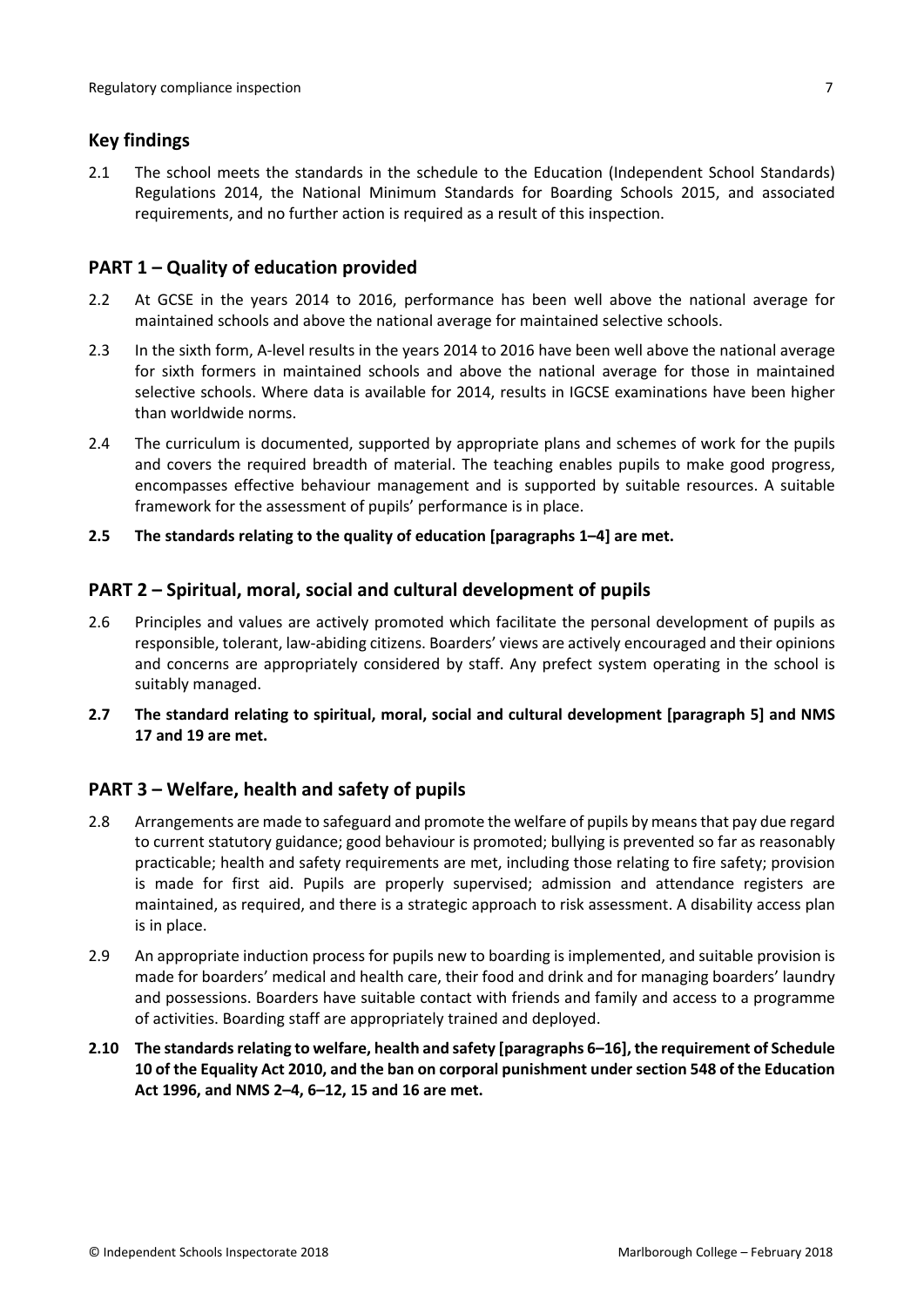## Key findings

2.1 The school meets the standards in the schedule to the Education (Independent School Standards) Regulations 2014, the National Minimum Standards for Boarding Schools 2015, and associated requirements, and no further action is required as a result of this inspection.

## PART 1 – Quality of education provided

2.2 At GCSE in the years 2014 to 2016, performance has been well above the national average for maintained schools and above the national average for maintained selective schools.

2.3 In the sixth form, A-level results in the years 2014 to 2016 have been well above the national average for sixth formers in maintained schools and above the national average for those in maintained selective schools. Where data is available for 2014, results in IGCSE examinations have been higher than worldwide norms.

2.4 The curriculum is documented, supported by appropriate plans and schemes of work for the pupils and covers the required breadth of material. The teaching enables pupils to make good progress, encompasses effective behaviour management and is supported by suitable resources. A suitable framework for the assessment of pupils' performance is in place.

**2.5 The standards relating to the quality of education [paragraphs 1–4] are met.**

## PART 2 – Spiritual, moral, social and cultural development of pupils

2.6 Principles and values are actively promoted which facilitate the personal development of pupils as responsible, tolerant, law-abiding citizens. Boarders' views are actively encouraged and their opinions and concerns are appropriately considered by staff. Any prefect system operating in the school is suitably managed.

**2.7 The standard relating to spiritual, moral, social and cultural development [paragraph 5] and NMS 17 and 19 are met.**

## PART 3 – Welfare, health and safety of pupils

2.8 Arrangements are made to safeguard and promote the welfare of pupils by means that pay due regard to current statutory guidance; good behaviour is promoted; bullying is prevented so far as reasonably practicable; health and safety requirements are met, including those relating to fire safety; provision is made for first aid. Pupils are properly supervised; admission and attendance registers are maintained, as required, and there is a strategic approach to risk assessment. A disability access plan is in place.

2.9 An appropriate induction process for pupils new to boarding is implemented, and suitable provision is made for boarders' medical and health care, their food and drink and for managing boarders' laundry and possessions. Boarders have suitable contact with friends and family and access to a programme of activities. Boarding staff are appropriately trained and deployed.

**2.10 The standards relating to welfare, health and safety [paragraphs 6–16], the requirement of Schedule 10 of the Equality Act 2010, and the ban on corporal punishment under section 548 of the Education Act 1996, and NMS 2–4, 6–12, 15 and 16 are met.**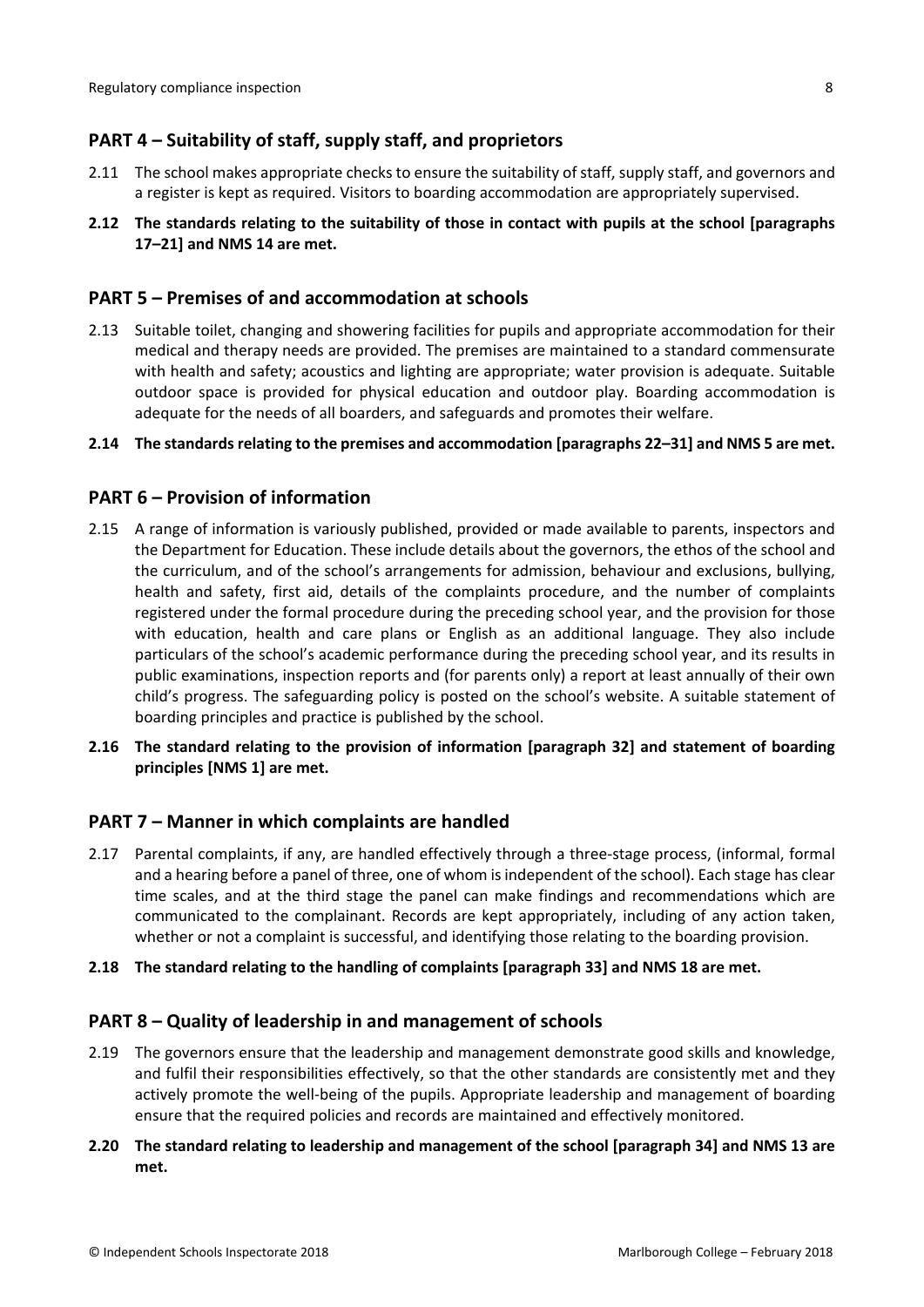## PART 4 – Suitability of staff, supply staff, and proprietors

2.11 The school makes appropriate checks to ensure the suitability of staff, supply staff, and governors and a register is kept as required. Visitors to boarding accommodation are appropriately supervised.

**2.12 The standards relating to the suitability of those in contact with pupils at the school [paragraphs 17–21] and NMS 14 are met.**

## PART 5 – Premises of and accommodation at schools

2.13 Suitable toilet, changing and showering facilities for pupils and appropriate accommodation for their medical and therapy needs are provided. The premises are maintained to a standard commensurate with health and safety; acoustics and lighting are appropriate; water provision is adequate. Suitable outdoor space is provided for physical education and outdoor play. Boarding accommodation is adequate for the needs of all boarders, and safeguards and promotes their welfare.

**2.14 The standards relating to the premises and accommodation [paragraphs 22–31] and NMS 5 are met.**

## PART 6 – Provision of information

2.15 A range of information is variously published, provided or made available to parents, inspectors and the Department for Education. These include details about the governors, the ethos of the school and the curriculum, and of the school's arrangements for admission, behaviour and exclusions, bullying, health and safety, first aid, details of the complaints procedure, and the number of complaints registered under the formal procedure during the preceding school year, and the provision for those with education, health and care plans or English as an additional language. They also include particulars of the school's academic performance during the preceding school year, and its results in public examinations, inspection reports and (for parents only) a report at least annually of their own child's progress. The safeguarding policy is posted on the school's website. A suitable statement of boarding principles and practice is published by the school.

**2.16 The standard relating to the provision of information [paragraph 32] and statement of boarding principles [NMS 1] are met.**

## PART 7 – Manner in which complaints are handled

2.17 Parental complaints, if any, are handled effectively through a three-stage process, (informal, formal and a hearing before a panel of three, one of whom is independent of the school). Each stage has clear time scales, and at the third stage the panel can make findings and recommendations which are communicated to the complainant. Records are kept appropriately, including of any action taken, whether or not a complaint is successful, and identifying those relating to the boarding provision.

**2.18 The standard relating to the handling of complaints [paragraph 33] and NMS 18 are met.**

## PART 8 – Quality of leadership in and management of schools

2.19 The governors ensure that the leadership and management demonstrate good skills and knowledge, and fulfil their responsibilities effectively, so that the other standards are consistently met and they actively promote the well-being of the pupils. Appropriate leadership and management of boarding ensure that the required policies and records are maintained and effectively monitored.

**2.20 The standard relating to leadership and management of the school [paragraph 34] and NMS 13 are met.**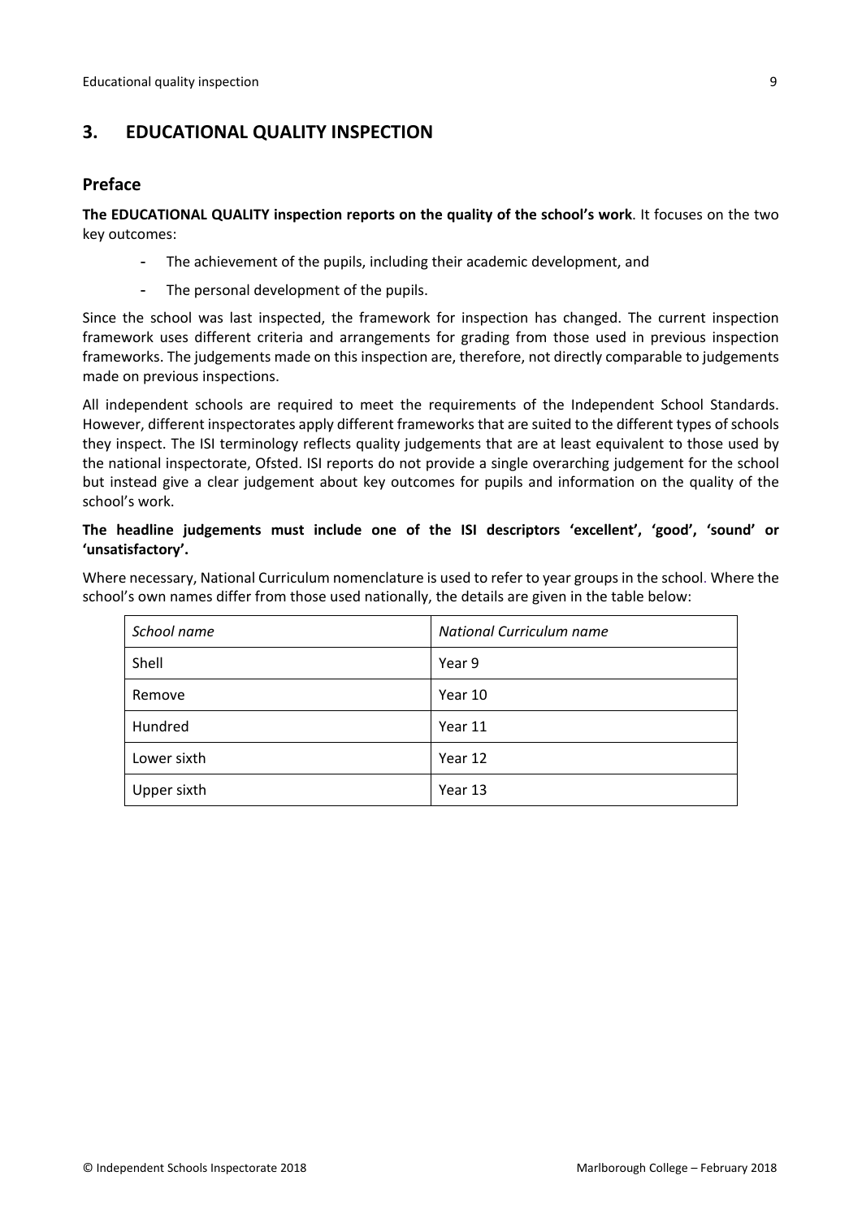## 3. EDUCATIONAL QUALITY INSPECTION

### Preface

**The EDUCATIONAL QUALITY inspection reports on the quality of the school's work**. It focuses on the two key outcomes:

- The achievement of the pupils, including their academic development, and
- The personal development of the pupils.

Since the school was last inspected, the framework for inspection has changed. The current inspection framework uses different criteria and arrangements for grading from those used in previous inspection frameworks. The judgements made on this inspection are, therefore, not directly comparable to judgements made on previous inspections.

All independent schools are required to meet the requirements of the Independent School Standards. However, different inspectorates apply different frameworks that are suited to the different types of schools they inspect. The ISI terminology reflects quality judgements that are at least equivalent to those used by the national inspectorate, Ofsted. ISI reports do not provide a single overarching judgement for the school but instead give a clear judgement about key outcomes for pupils and information on the quality of the school's work.

**The headline judgements must include one of the ISI descriptors 'excellent', 'good', 'sound' or 'unsatisfactory'.**

Where necessary, National Curriculum nomenclature is used to refer to year groups in the school. Where the school's own names differ from those used nationally, the details are given in the table below:

| *School name* | *National Curriculum name* |
|---|---|
| Shell | Year 9 |
| Remove | Year 10 |
| Hundred | Year 11 |
| Lower sixth | Year 12 |
| Upper sixth | Year 13 |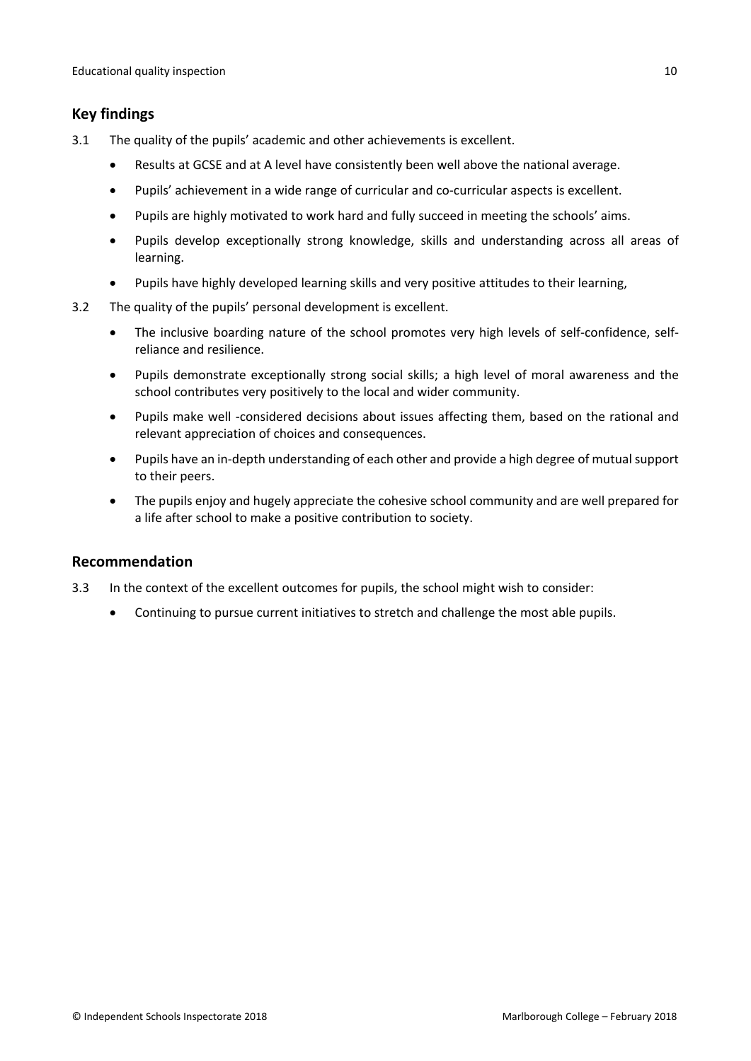## Key findings

3.1 The quality of the pupils' academic and other achievements is excellent.

- Results at GCSE and at A level have consistently been well above the national average.
- Pupils' achievement in a wide range of curricular and co-curricular aspects is excellent.
- Pupils are highly motivated to work hard and fully succeed in meeting the schools' aims.
- Pupils develop exceptionally strong knowledge, skills and understanding across all areas of learning.
- Pupils have highly developed learning skills and very positive attitudes to their learning,

3.2 The quality of the pupils' personal development is excellent.

- The inclusive boarding nature of the school promotes very high levels of self-confidence, self-reliance and resilience.
- Pupils demonstrate exceptionally strong social skills; a high level of moral awareness and the school contributes very positively to the local and wider community.
- Pupils make well -considered decisions about issues affecting them, based on the rational and relevant appreciation of choices and consequences.
- Pupils have an in-depth understanding of each other and provide a high degree of mutual support to their peers.
- The pupils enjoy and hugely appreciate the cohesive school community and are well prepared for a life after school to make a positive contribution to society.

## Recommendation

3.3 In the context of the excellent outcomes for pupils, the school might wish to consider:

- Continuing to pursue current initiatives to stretch and challenge the most able pupils.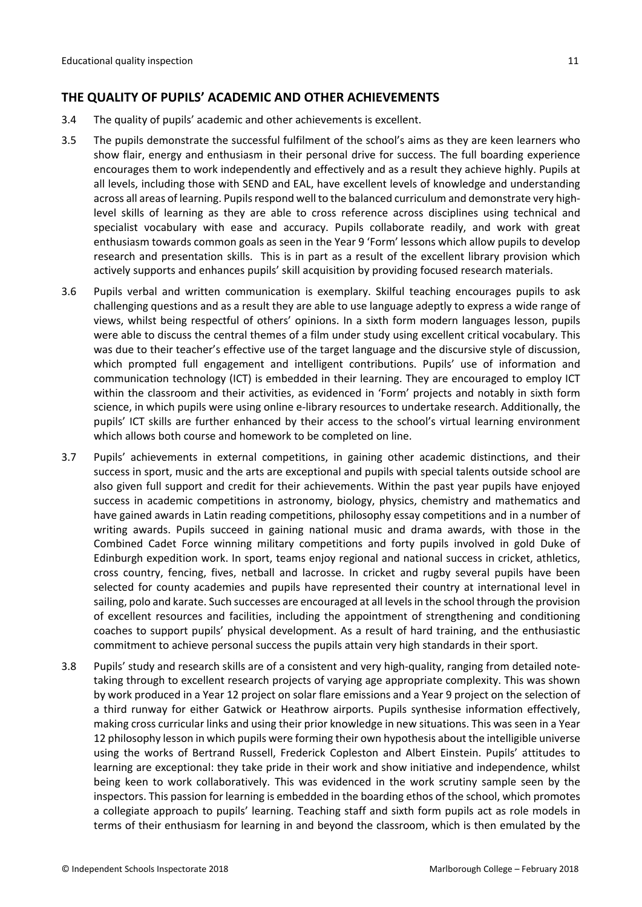## THE QUALITY OF PUPILS' ACADEMIC AND OTHER ACHIEVEMENTS

3.4 The quality of pupils' academic and other achievements is excellent.

3.5 The pupils demonstrate the successful fulfilment of the school's aims as they are keen learners who show flair, energy and enthusiasm in their personal drive for success. The full boarding experience encourages them to work independently and effectively and as a result they achieve highly. Pupils at all levels, including those with SEND and EAL, have excellent levels of knowledge and understanding across all areas of learning. Pupils respond well to the balanced curriculum and demonstrate very high-level skills of learning as they are able to cross reference across disciplines using technical and specialist vocabulary with ease and accuracy. Pupils collaborate readily, and work with great enthusiasm towards common goals as seen in the Year 9 'Form' lessons which allow pupils to develop research and presentation skills. This is in part as a result of the excellent library provision which actively supports and enhances pupils' skill acquisition by providing focused research materials.

3.6 Pupils verbal and written communication is exemplary. Skilful teaching encourages pupils to ask challenging questions and as a result they are able to use language adeptly to express a wide range of views, whilst being respectful of others' opinions. In a sixth form modern languages lesson, pupils were able to discuss the central themes of a film under study using excellent critical vocabulary. This was due to their teacher's effective use of the target language and the discursive style of discussion, which prompted full engagement and intelligent contributions. Pupils' use of information and communication technology (ICT) is embedded in their learning. They are encouraged to employ ICT within the classroom and their activities, as evidenced in 'Form' projects and notably in sixth form science, in which pupils were using online e-library resources to undertake research. Additionally, the pupils' ICT skills are further enhanced by their access to the school's virtual learning environment which allows both course and homework to be completed on line.

3.7 Pupils' achievements in external competitions, in gaining other academic distinctions, and their success in sport, music and the arts are exceptional and pupils with special talents outside school are also given full support and credit for their achievements. Within the past year pupils have enjoyed success in academic competitions in astronomy, biology, physics, chemistry and mathematics and have gained awards in Latin reading competitions, philosophy essay competitions and in a number of writing awards. Pupils succeed in gaining national music and drama awards, with those in the Combined Cadet Force winning military competitions and forty pupils involved in gold Duke of Edinburgh expedition work. In sport, teams enjoy regional and national success in cricket, athletics, cross country, fencing, fives, netball and lacrosse. In cricket and rugby several pupils have been selected for county academies and pupils have represented their country at international level in sailing, polo and karate. Such successes are encouraged at all levels in the school through the provision of excellent resources and facilities, including the appointment of strengthening and conditioning coaches to support pupils' physical development. As a result of hard training, and the enthusiastic commitment to achieve personal success the pupils attain very high standards in their sport.

3.8 Pupils' study and research skills are of a consistent and very high-quality, ranging from detailed note-taking through to excellent research projects of varying age appropriate complexity. This was shown by work produced in a Year 12 project on solar flare emissions and a Year 9 project on the selection of a third runway for either Gatwick or Heathrow airports. Pupils synthesise information effectively, making cross curricular links and using their prior knowledge in new situations. This was seen in a Year 12 philosophy lesson in which pupils were forming their own hypothesis about the intelligible universe using the works of Bertrand Russell, Frederick Copleston and Albert Einstein. Pupils' attitudes to learning are exceptional: they take pride in their work and show initiative and independence, whilst being keen to work collaboratively. This was evidenced in the work scrutiny sample seen by the inspectors. This passion for learning is embedded in the boarding ethos of the school, which promotes a collegiate approach to pupils' learning. Teaching staff and sixth form pupils act as role models in terms of their enthusiasm for learning in and beyond the classroom, which is then emulated by the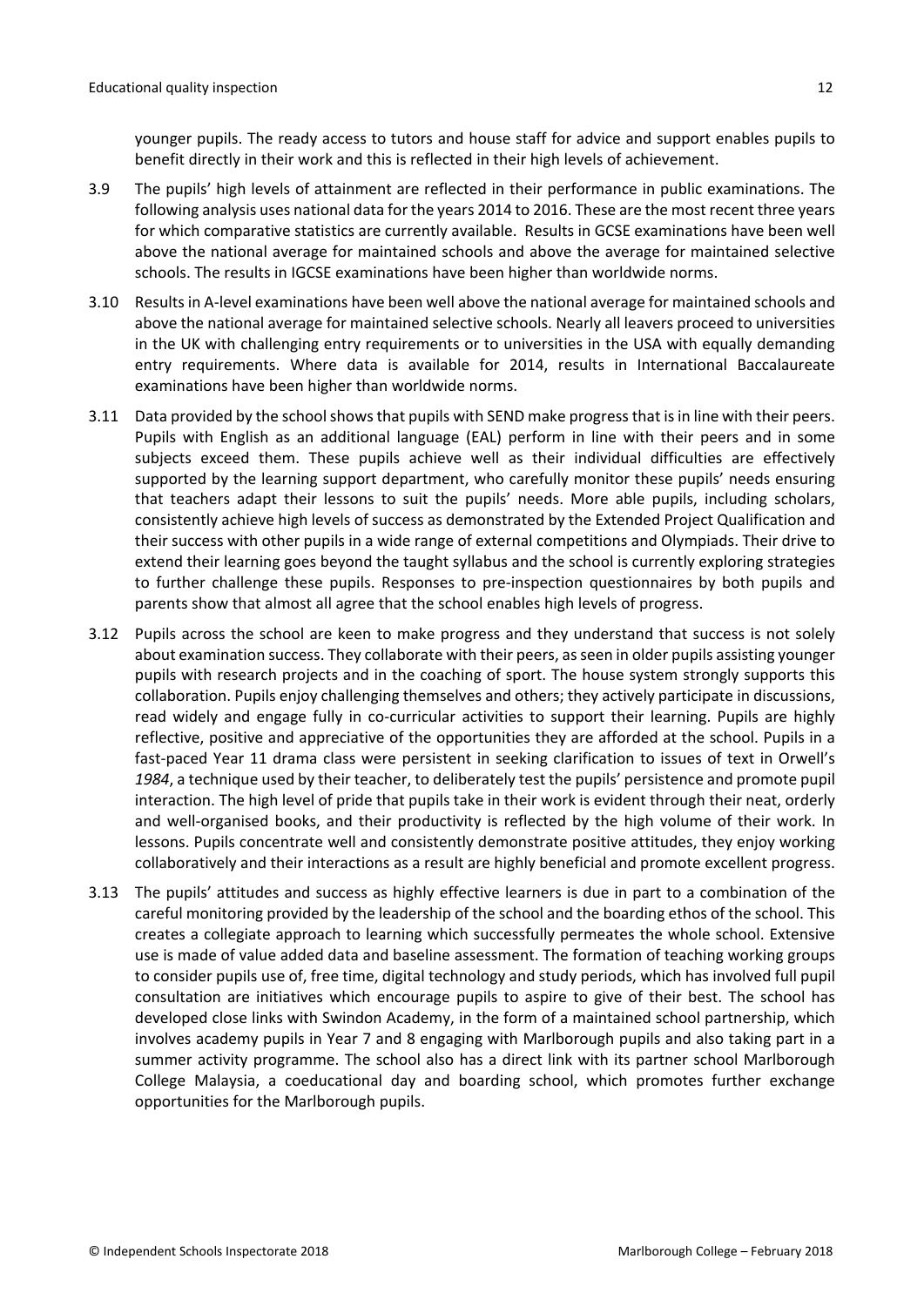younger pupils. The ready access to tutors and house staff for advice and support enables pupils to benefit directly in their work and this is reflected in their high levels of achievement.

3.9 The pupils' high levels of attainment are reflected in their performance in public examinations. The following analysis uses national data for the years 2014 to 2016. These are the most recent three years for which comparative statistics are currently available. Results in GCSE examinations have been well above the national average for maintained schools and above the average for maintained selective schools. The results in IGCSE examinations have been higher than worldwide norms.

3.10 Results in A-level examinations have been well above the national average for maintained schools and above the national average for maintained selective schools. Nearly all leavers proceed to universities in the UK with challenging entry requirements or to universities in the USA with equally demanding entry requirements. Where data is available for 2014, results in International Baccalaureate examinations have been higher than worldwide norms.

3.11 Data provided by the school shows that pupils with SEND make progress that is in line with their peers. Pupils with English as an additional language (EAL) perform in line with their peers and in some subjects exceed them. These pupils achieve well as their individual difficulties are effectively supported by the learning support department, who carefully monitor these pupils' needs ensuring that teachers adapt their lessons to suit the pupils' needs. More able pupils, including scholars, consistently achieve high levels of success as demonstrated by the Extended Project Qualification and their success with other pupils in a wide range of external competitions and Olympiads. Their drive to extend their learning goes beyond the taught syllabus and the school is currently exploring strategies to further challenge these pupils. Responses to pre-inspection questionnaires by both pupils and parents show that almost all agree that the school enables high levels of progress.

3.12 Pupils across the school are keen to make progress and they understand that success is not solely about examination success. They collaborate with their peers, as seen in older pupils assisting younger pupils with research projects and in the coaching of sport. The house system strongly supports this collaboration. Pupils enjoy challenging themselves and others; they actively participate in discussions, read widely and engage fully in co-curricular activities to support their learning. Pupils are highly reflective, positive and appreciative of the opportunities they are afforded at the school. Pupils in a fast-paced Year 11 drama class were persistent in seeking clarification to issues of text in Orwell's *1984*, a technique used by their teacher, to deliberately test the pupils' persistence and promote pupil interaction. The high level of pride that pupils take in their work is evident through their neat, orderly and well-organised books, and their productivity is reflected by the high volume of their work. In lessons. Pupils concentrate well and consistently demonstrate positive attitudes, they enjoy working collaboratively and their interactions as a result are highly beneficial and promote excellent progress.

3.13 The pupils' attitudes and success as highly effective learners is due in part to a combination of the careful monitoring provided by the leadership of the school and the boarding ethos of the school. This creates a collegiate approach to learning which successfully permeates the whole school. Extensive use is made of value added data and baseline assessment. The formation of teaching working groups to consider pupils use of, free time, digital technology and study periods, which has involved full pupil consultation are initiatives which encourage pupils to aspire to give of their best. The school has developed close links with Swindon Academy, in the form of a maintained school partnership, which involves academy pupils in Year 7 and 8 engaging with Marlborough pupils and also taking part in a summer activity programme. The school also has a direct link with its partner school Marlborough College Malaysia, a coeducational day and boarding school, which promotes further exchange opportunities for the Marlborough pupils.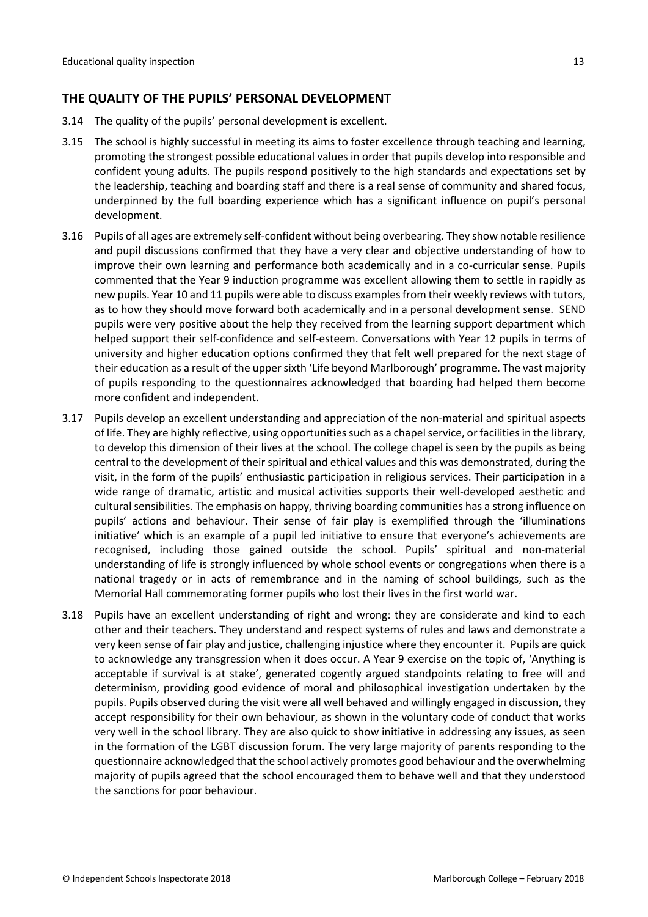## THE QUALITY OF THE PUPILS' PERSONAL DEVELOPMENT

3.14 The quality of the pupils' personal development is excellent.

3.15 The school is highly successful in meeting its aims to foster excellence through teaching and learning, promoting the strongest possible educational values in order that pupils develop into responsible and confident young adults. The pupils respond positively to the high standards and expectations set by the leadership, teaching and boarding staff and there is a real sense of community and shared focus, underpinned by the full boarding experience which has a significant influence on pupil's personal development.

3.16 Pupils of all ages are extremely self-confident without being overbearing. They show notable resilience and pupil discussions confirmed that they have a very clear and objective understanding of how to improve their own learning and performance both academically and in a co-curricular sense. Pupils commented that the Year 9 induction programme was excellent allowing them to settle in rapidly as new pupils. Year 10 and 11 pupils were able to discuss examples from their weekly reviews with tutors, as to how they should move forward both academically and in a personal development sense. SEND pupils were very positive about the help they received from the learning support department which helped support their self-confidence and self-esteem. Conversations with Year 12 pupils in terms of university and higher education options confirmed they that felt well prepared for the next stage of their education as a result of the upper sixth 'Life beyond Marlborough' programme. The vast majority of pupils responding to the questionnaires acknowledged that boarding had helped them become more confident and independent.

3.17 Pupils develop an excellent understanding and appreciation of the non-material and spiritual aspects of life. They are highly reflective, using opportunities such as a chapel service, or facilities in the library, to develop this dimension of their lives at the school. The college chapel is seen by the pupils as being central to the development of their spiritual and ethical values and this was demonstrated, during the visit, in the form of the pupils' enthusiastic participation in religious services. Their participation in a wide range of dramatic, artistic and musical activities supports their well-developed aesthetic and cultural sensibilities. The emphasis on happy, thriving boarding communities has a strong influence on pupils' actions and behaviour. Their sense of fair play is exemplified through the 'illuminations initiative' which is an example of a pupil led initiative to ensure that everyone's achievements are recognised, including those gained outside the school. Pupils' spiritual and non-material understanding of life is strongly influenced by whole school events or congregations when there is a national tragedy or in acts of remembrance and in the naming of school buildings, such as the Memorial Hall commemorating former pupils who lost their lives in the first world war.

3.18 Pupils have an excellent understanding of right and wrong: they are considerate and kind to each other and their teachers. They understand and respect systems of rules and laws and demonstrate a very keen sense of fair play and justice, challenging injustice where they encounter it. Pupils are quick to acknowledge any transgression when it does occur. A Year 9 exercise on the topic of, 'Anything is acceptable if survival is at stake', generated cogently argued standpoints relating to free will and determinism, providing good evidence of moral and philosophical investigation undertaken by the pupils. Pupils observed during the visit were all well behaved and willingly engaged in discussion, they accept responsibility for their own behaviour, as shown in the voluntary code of conduct that works very well in the school library. They are also quick to show initiative in addressing any issues, as seen in the formation of the LGBT discussion forum. The very large majority of parents responding to the questionnaire acknowledged that the school actively promotes good behaviour and the overwhelming majority of pupils agreed that the school encouraged them to behave well and that they understood the sanctions for poor behaviour.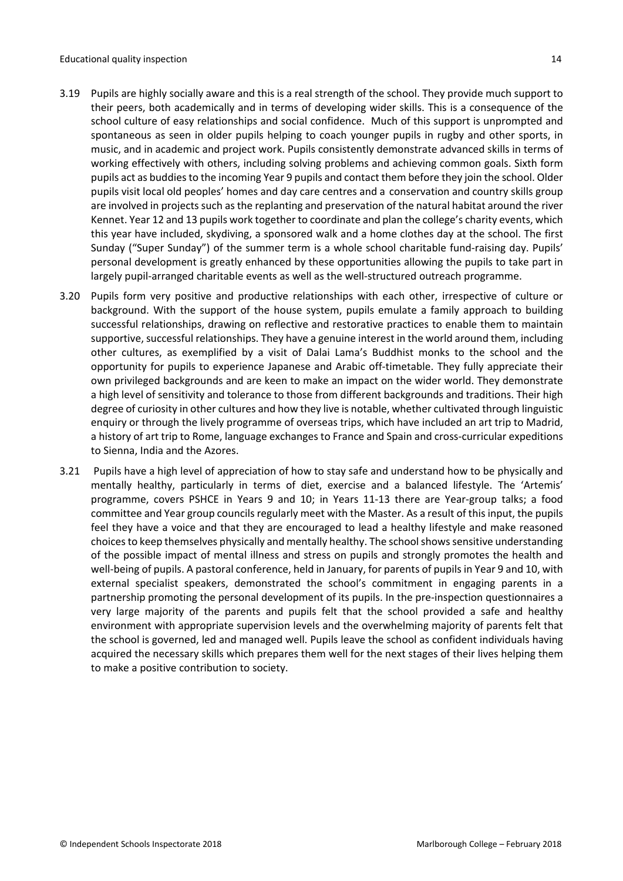3.19 Pupils are highly socially aware and this is a real strength of the school. They provide much support to their peers, both academically and in terms of developing wider skills. This is a consequence of the school culture of easy relationships and social confidence. Much of this support is unprompted and spontaneous as seen in older pupils helping to coach younger pupils in rugby and other sports, in music, and in academic and project work. Pupils consistently demonstrate advanced skills in terms of working effectively with others, including solving problems and achieving common goals. Sixth form pupils act as buddies to the incoming Year 9 pupils and contact them before they join the school. Older pupils visit local old peoples' homes and day care centres and a conservation and country skills group are involved in projects such as the replanting and preservation of the natural habitat around the river Kennet. Year 12 and 13 pupils work together to coordinate and plan the college's charity events, which this year have included, skydiving, a sponsored walk and a home clothes day at the school. The first Sunday ("Super Sunday") of the summer term is a whole school charitable fund-raising day. Pupils' personal development is greatly enhanced by these opportunities allowing the pupils to take part in largely pupil-arranged charitable events as well as the well-structured outreach programme.

3.20 Pupils form very positive and productive relationships with each other, irrespective of culture or background. With the support of the house system, pupils emulate a family approach to building successful relationships, drawing on reflective and restorative practices to enable them to maintain supportive, successful relationships. They have a genuine interest in the world around them, including other cultures, as exemplified by a visit of Dalai Lama's Buddhist monks to the school and the opportunity for pupils to experience Japanese and Arabic off-timetable. They fully appreciate their own privileged backgrounds and are keen to make an impact on the wider world. They demonstrate a high level of sensitivity and tolerance to those from different backgrounds and traditions. Their high degree of curiosity in other cultures and how they live is notable, whether cultivated through linguistic enquiry or through the lively programme of overseas trips, which have included an art trip to Madrid, a history of art trip to Rome, language exchanges to France and Spain and cross-curricular expeditions to Sienna, India and the Azores.

3.21 Pupils have a high level of appreciation of how to stay safe and understand how to be physically and mentally healthy, particularly in terms of diet, exercise and a balanced lifestyle. The 'Artemis' programme, covers PSHCE in Years 9 and 10; in Years 11-13 there are Year-group talks; a food committee and Year group councils regularly meet with the Master. As a result of this input, the pupils feel they have a voice and that they are encouraged to lead a healthy lifestyle and make reasoned choices to keep themselves physically and mentally healthy. The school shows sensitive understanding of the possible impact of mental illness and stress on pupils and strongly promotes the health and well-being of pupils. A pastoral conference, held in January, for parents of pupils in Year 9 and 10, with external specialist speakers, demonstrated the school's commitment in engaging parents in a partnership promoting the personal development of its pupils. In the pre-inspection questionnaires a very large majority of the parents and pupils felt that the school provided a safe and healthy environment with appropriate supervision levels and the overwhelming majority of parents felt that the school is governed, led and managed well. Pupils leave the school as confident individuals having acquired the necessary skills which prepares them well for the next stages of their lives helping them to make a positive contribution to society.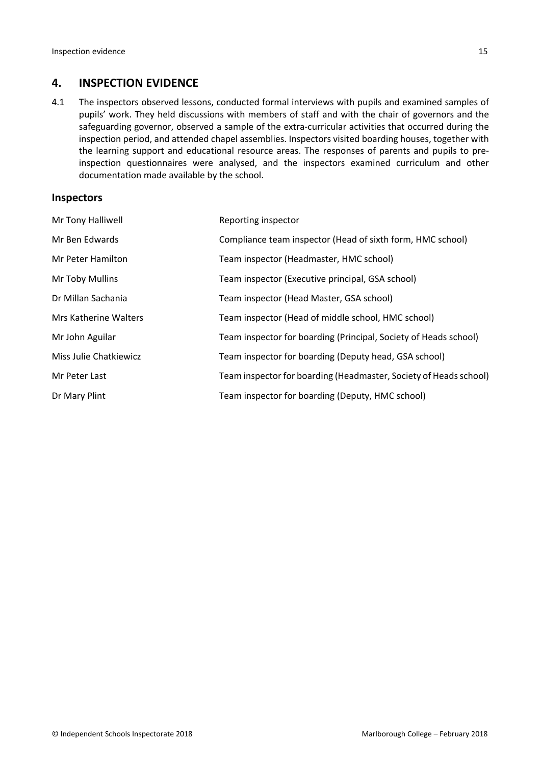## 4. INSPECTION EVIDENCE

4.1 The inspectors observed lessons, conducted formal interviews with pupils and examined samples of pupils' work. They held discussions with members of staff and with the chair of governors and the safeguarding governor, observed a sample of the extra-curricular activities that occurred during the inspection period, and attended chapel assemblies. Inspectors visited boarding houses, together with the learning support and educational resource areas. The responses of parents and pupils to pre-inspection questionnaires were analysed, and the inspectors examined curriculum and other documentation made available by the school.

### Inspectors

| | |
|---|---|
| Mr Tony Halliwell | Reporting inspector |
| Mr Ben Edwards | Compliance team inspector (Head of sixth form, HMC school) |
| Mr Peter Hamilton | Team inspector (Headmaster, HMC school) |
| Mr Toby Mullins | Team inspector (Executive principal, GSA school) |
| Dr Millan Sachania | Team inspector (Head Master, GSA school) |
| Mrs Katherine Walters | Team inspector (Head of middle school, HMC school) |
| Mr John Aguilar | Team inspector for boarding (Principal, Society of Heads school) |
| Miss Julie Chatkiewicz | Team inspector for boarding (Deputy head, GSA school) |
| Mr Peter Last | Team inspector for boarding (Headmaster, Society of Heads school) |
| Dr Mary Plint | Team inspector for boarding (Deputy, HMC school) |